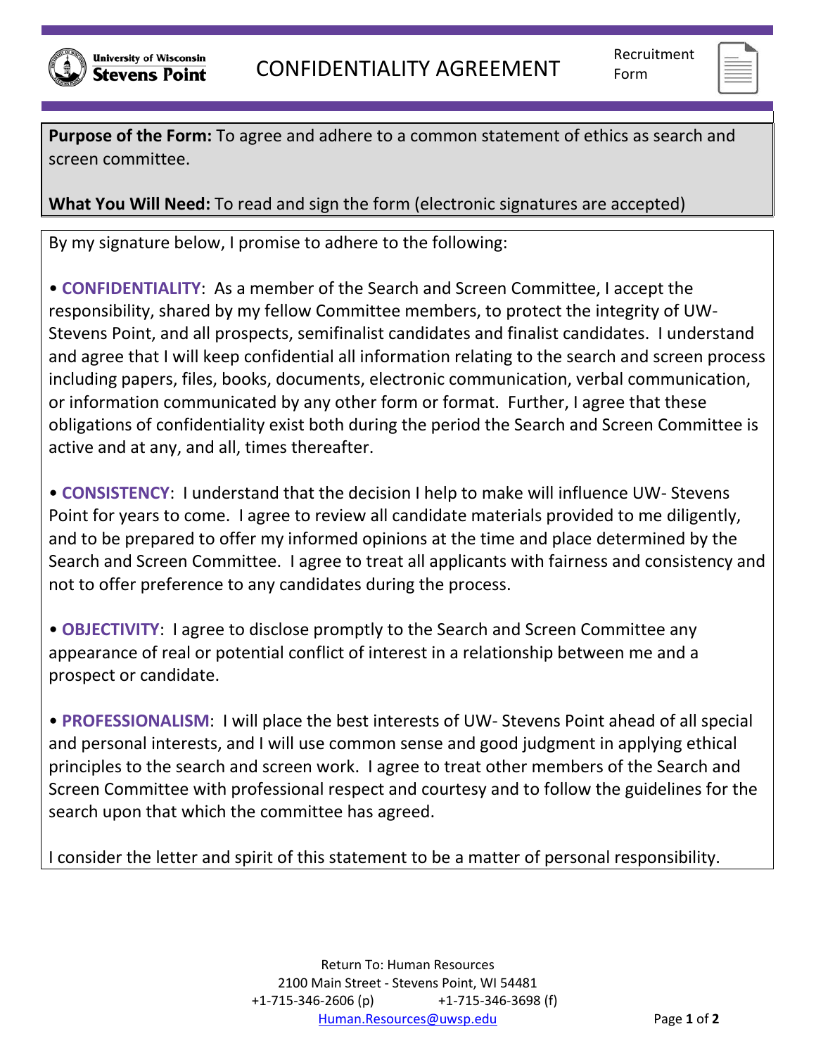University of Wisconsin Stevens Point

# CONFIDENTIALITY AGREEMENT

Recruitment Form

**Purpose of the Form:** To agree and adhere to a common statement of ethics as search and screen committee.

**What You Will Need:** To read and sign the form (electronic signatures are accepted)

By my signature below, I promise to adhere to the following:

- **CONFIDENTIALITY**: As a member of the Search and Screen Committee, I accept the responsibility, shared by my fellow Committee members, to protect the integrity of UW-Stevens Point, and all prospects, semifinalist candidates and finalist candidates. I understand and agree that I will keep confidential all information relating to the search and screen process including papers, files, books, documents, electronic communication, verbal communication, or information communicated by any other form or format. Further, I agree that these obligations of confidentiality exist both during the period the Search and Screen Committee is active and at any, and all, times thereafter.

- **CONSISTENCY**: I understand that the decision I help to make will influence UW- Stevens Point for years to come. I agree to review all candidate materials provided to me diligently, and to be prepared to offer my informed opinions at the time and place determined by the Search and Screen Committee. I agree to treat all applicants with fairness and consistency and not to offer preference to any candidates during the process.

- **OBJECTIVITY**: I agree to disclose promptly to the Search and Screen Committee any appearance of real or potential conflict of interest in a relationship between me and a prospect or candidate.

- **PROFESSIONALISM**: I will place the best interests of UW- Stevens Point ahead of all special and personal interests, and I will use common sense and good judgment in applying ethical principles to the search and screen work. I agree to treat other members of the Search and Screen Committee with professional respect and courtesy and to follow the guidelines for the search upon that which the committee has agreed.

I consider the letter and spirit of this statement to be a matter of personal responsibility.

Return To: Human Resources
2100 Main Street - Stevens Point, WI 54481
+1-715-346-2606 (p) +1-715-346-3698 (f)
Human.Resources@uwsp.edu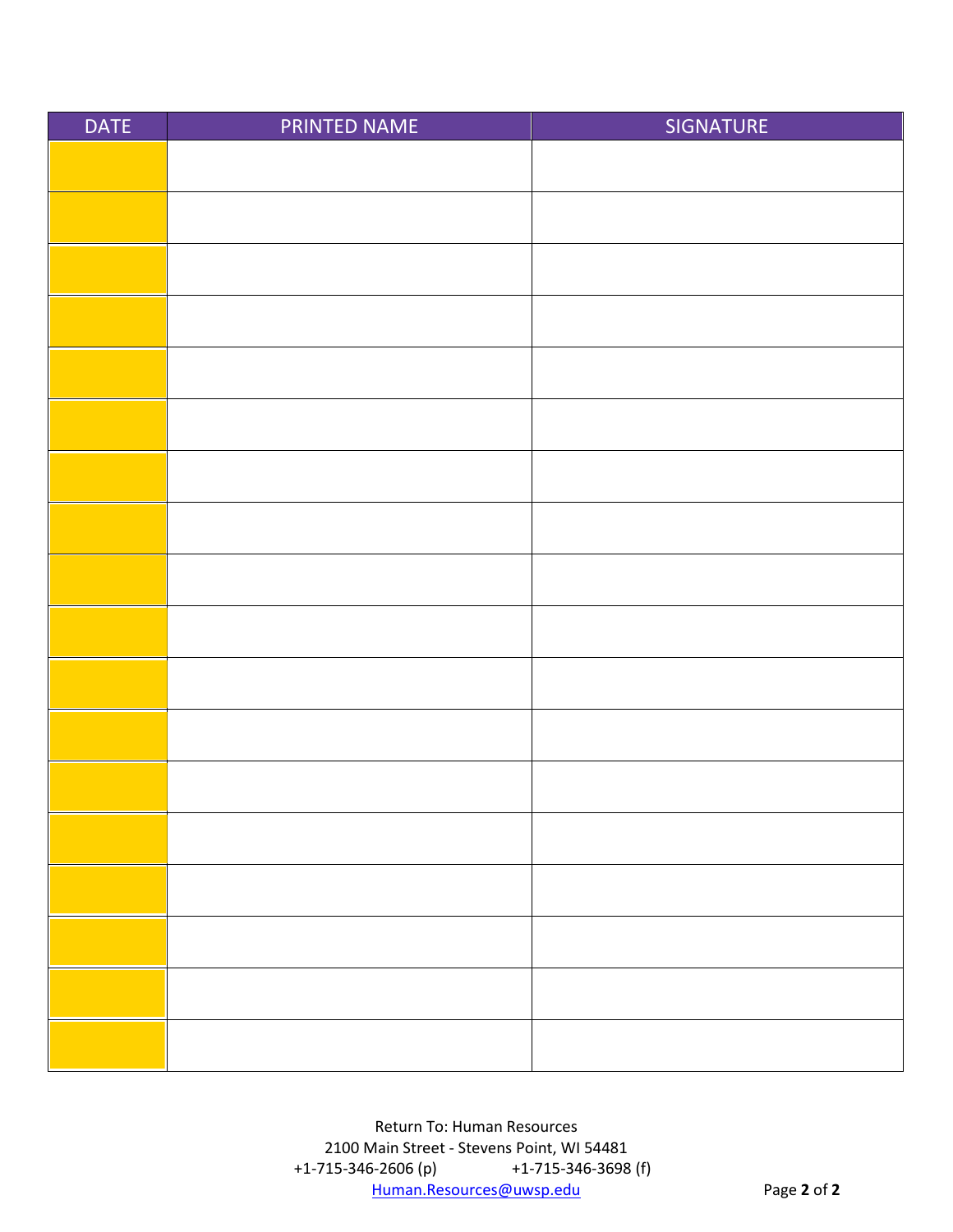| DATE | PRINTED NAME | SIGNATURE |
|---|---|---|
| | | |
| | | |
| | | |
| | | |
| | | |
| | | |
| | | |
| | | |
| | | |
| | | |
| | | |
| | | |
| | | |
| | | |
| | | |
| | | |
| | | |
| | | |

Return To: Human Resources
2100 Main Street - Stevens Point, WI 54481
+1-715-346-2606 (p) +1-715-346-3698 (f)
Human.Resources@uwsp.edu